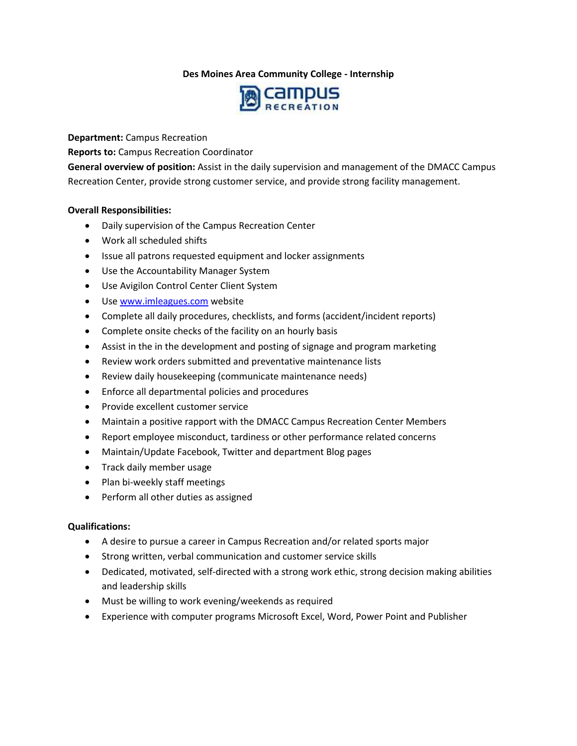**Des Moines Area Community College - Internship**

campus RECREATION

**Department:** Campus Recreation
**Reports to:** Campus Recreation Coordinator
**General overview of position:** Assist in the daily supervision and management of the DMACC Campus Recreation Center, provide strong customer service, and provide strong facility management.

**Overall Responsibilities:**

- Daily supervision of the Campus Recreation Center
- Work all scheduled shifts
- Issue all patrons requested equipment and locker assignments
- Use the Accountability Manager System
- Use Avigilon Control Center Client System
- Use www.imleagues.com website
- Complete all daily procedures, checklists, and forms (accident/incident reports)
- Complete onsite checks of the facility on an hourly basis
- Assist in the in the development and posting of signage and program marketing
- Review work orders submitted and preventative maintenance lists
- Review daily housekeeping (communicate maintenance needs)
- Enforce all departmental policies and procedures
- Provide excellent customer service
- Maintain a positive rapport with the DMACC Campus Recreation Center Members
- Report employee misconduct, tardiness or other performance related concerns
- Maintain/Update Facebook, Twitter and department Blog pages
- Track daily member usage
- Plan bi-weekly staff meetings
- Perform all other duties as assigned

**Qualifications:**

- A desire to pursue a career in Campus Recreation and/or related sports major
- Strong written, verbal communication and customer service skills
- Dedicated, motivated, self-directed with a strong work ethic, strong decision making abilities and leadership skills
- Must be willing to work evening/weekends as required
- Experience with computer programs Microsoft Excel, Word, Power Point and Publisher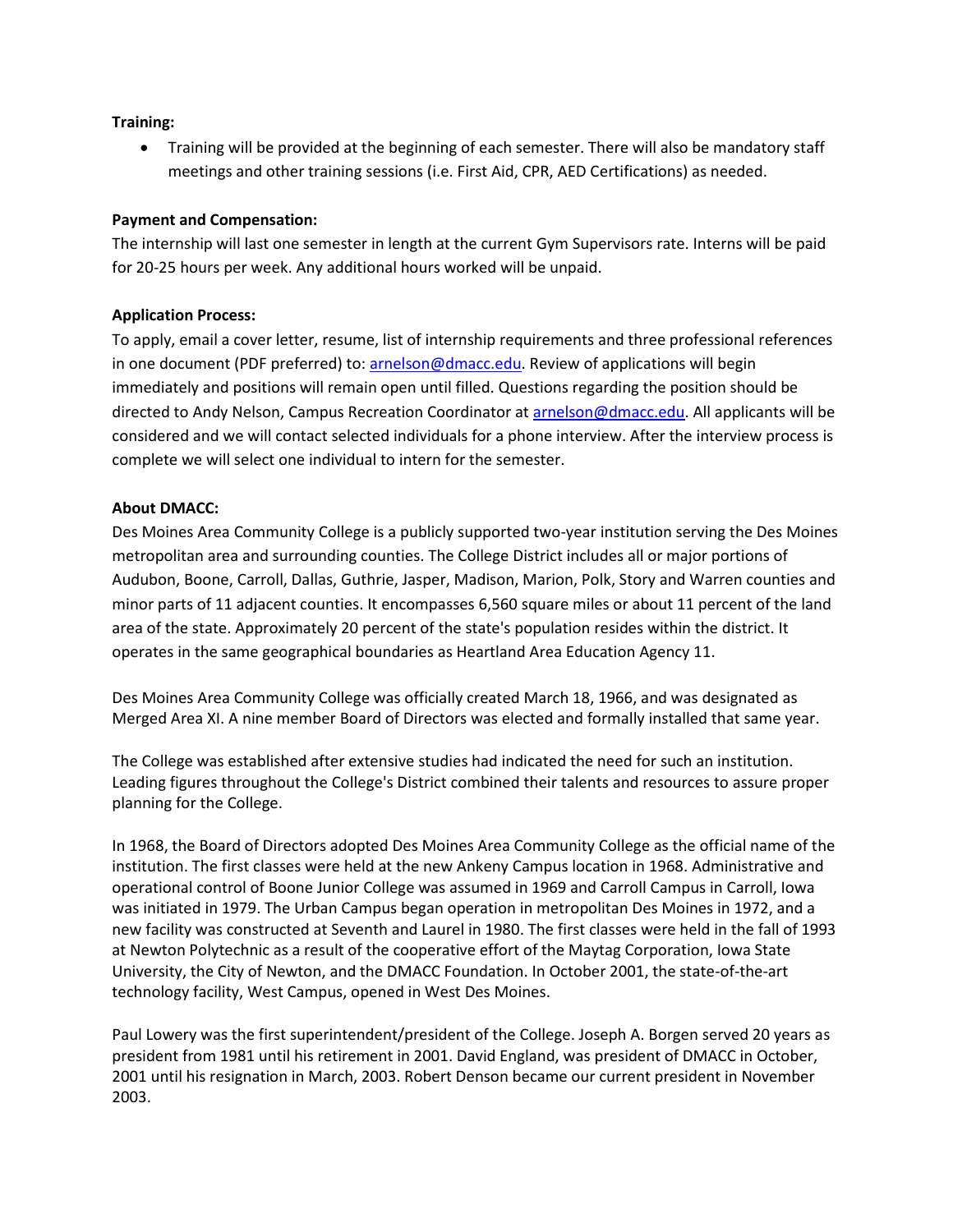**Training:**

- Training will be provided at the beginning of each semester. There will also be mandatory staff meetings and other training sessions (i.e. First Aid, CPR, AED Certifications) as needed.

**Payment and Compensation:**

The internship will last one semester in length at the current Gym Supervisors rate. Interns will be paid for 20-25 hours per week. Any additional hours worked will be unpaid.

**Application Process:**

To apply, email a cover letter, resume, list of internship requirements and three professional references in one document (PDF preferred) to: arnelson@dmacc.edu. Review of applications will begin immediately and positions will remain open until filled. Questions regarding the position should be directed to Andy Nelson, Campus Recreation Coordinator at arnelson@dmacc.edu. All applicants will be considered and we will contact selected individuals for a phone interview. After the interview process is complete we will select one individual to intern for the semester.

**About DMACC:**

Des Moines Area Community College is a publicly supported two-year institution serving the Des Moines metropolitan area and surrounding counties. The College District includes all or major portions of Audubon, Boone, Carroll, Dallas, Guthrie, Jasper, Madison, Marion, Polk, Story and Warren counties and minor parts of 11 adjacent counties. It encompasses 6,560 square miles or about 11 percent of the land area of the state. Approximately 20 percent of the state's population resides within the district. It operates in the same geographical boundaries as Heartland Area Education Agency 11.

Des Moines Area Community College was officially created March 18, 1966, and was designated as Merged Area XI. A nine member Board of Directors was elected and formally installed that same year.

The College was established after extensive studies had indicated the need for such an institution. Leading figures throughout the College's District combined their talents and resources to assure proper planning for the College.

In 1968, the Board of Directors adopted Des Moines Area Community College as the official name of the institution. The first classes were held at the new Ankeny Campus location in 1968. Administrative and operational control of Boone Junior College was assumed in 1969 and Carroll Campus in Carroll, Iowa was initiated in 1979. The Urban Campus began operation in metropolitan Des Moines in 1972, and a new facility was constructed at Seventh and Laurel in 1980. The first classes were held in the fall of 1993 at Newton Polytechnic as a result of the cooperative effort of the Maytag Corporation, Iowa State University, the City of Newton, and the DMACC Foundation. In October 2001, the state-of-the-art technology facility, West Campus, opened in West Des Moines.

Paul Lowery was the first superintendent/president of the College. Joseph A. Borgen served 20 years as president from 1981 until his retirement in 2001. David England, was president of DMACC in October, 2001 until his resignation in March, 2003. Robert Denson became our current president in November 2003.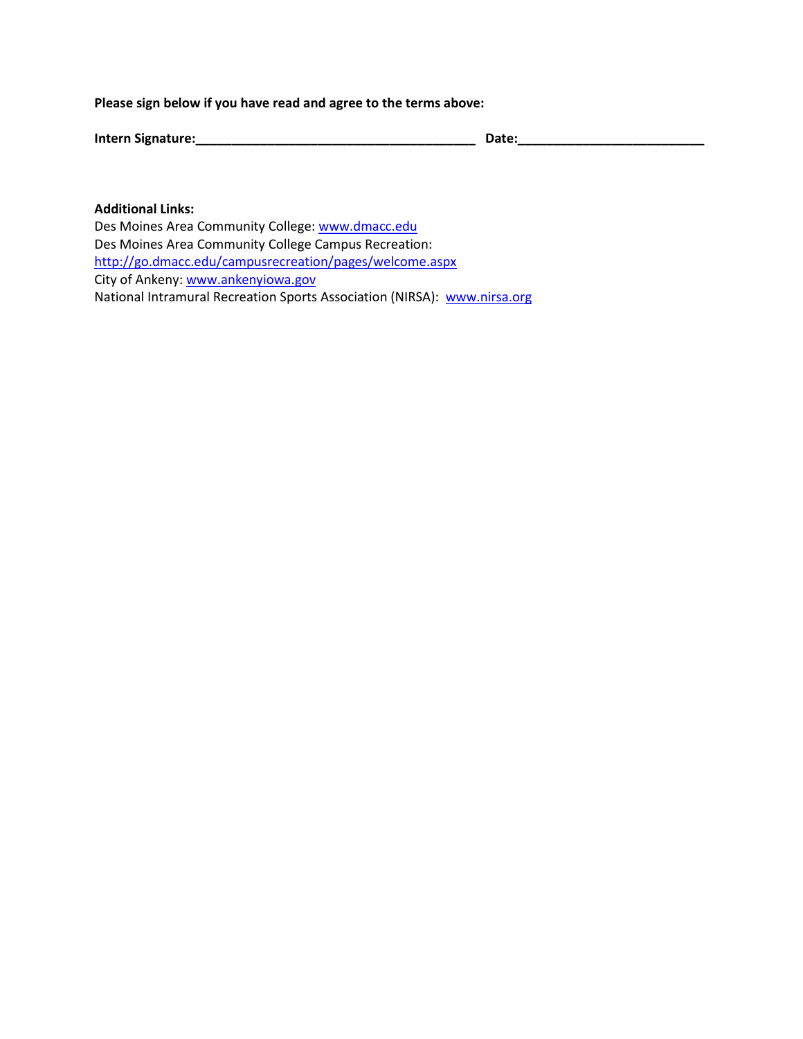**Please sign below if you have read and agree to the terms above:**

**Intern Signature:\_\_\_\_\_\_\_\_\_\_\_\_\_\_\_\_\_\_\_\_\_\_\_\_\_\_\_\_\_\_\_\_\_\_\_\_\_\_\_\_ Date:\_\_\_\_\_\_\_\_\_\_\_\_\_\_\_\_\_\_\_\_\_\_\_\_\_\_\_**

**Additional Links:**

Des Moines Area Community College: [www.dmacc.edu](http://www.dmacc.edu)
Des Moines Area Community College Campus Recreation:
[http://go.dmacc.edu/campusrecreation/pages/welcome.aspx](http://go.dmacc.edu/campusrecreation/pages/welcome.aspx)
City of Ankeny: [www.ankenyiowa.gov](http://www.ankenyiowa.gov)
National Intramural Recreation Sports Association (NIRSA): [www.nirsa.org](http://www.nirsa.org)